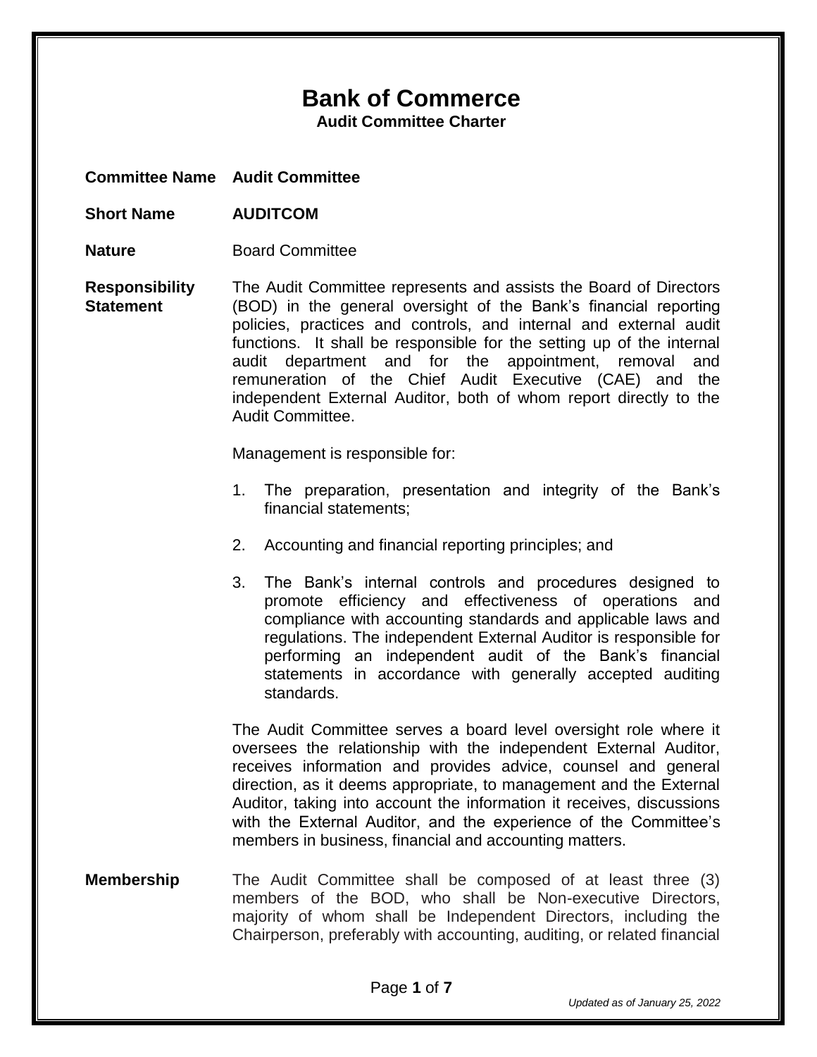# Bank of Commerce

**Audit Committee Charter**

**Committee Name** **Audit Committee**

**Short Name** **AUDITCOM**

**Nature** Board Committee

**Responsibility Statement**

The Audit Committee represents and assists the Board of Directors (BOD) in the general oversight of the Bank's financial reporting policies, practices and controls, and internal and external audit functions. It shall be responsible for the setting up of the internal audit department and for the appointment, removal and remuneration of the Chief Audit Executive (CAE) and the independent External Auditor, both of whom report directly to the Audit Committee.

Management is responsible for:

1. The preparation, presentation and integrity of the Bank's financial statements;
2. Accounting and financial reporting principles; and
3. The Bank's internal controls and procedures designed to promote efficiency and effectiveness of operations and compliance with accounting standards and applicable laws and regulations. The independent External Auditor is responsible for performing an independent audit of the Bank's financial statements in accordance with generally accepted auditing standards.

The Audit Committee serves a board level oversight role where it oversees the relationship with the independent External Auditor, receives information and provides advice, counsel and general direction, as it deems appropriate, to management and the External Auditor, taking into account the information it receives, discussions with the External Auditor, and the experience of the Committee's members in business, financial and accounting matters.

**Membership**

The Audit Committee shall be composed of at least three (3) members of the BOD, who shall be Non-executive Directors, majority of whom shall be Independent Directors, including the Chairperson, preferably with accounting, auditing, or related financial

*Updated as of January 25, 2022*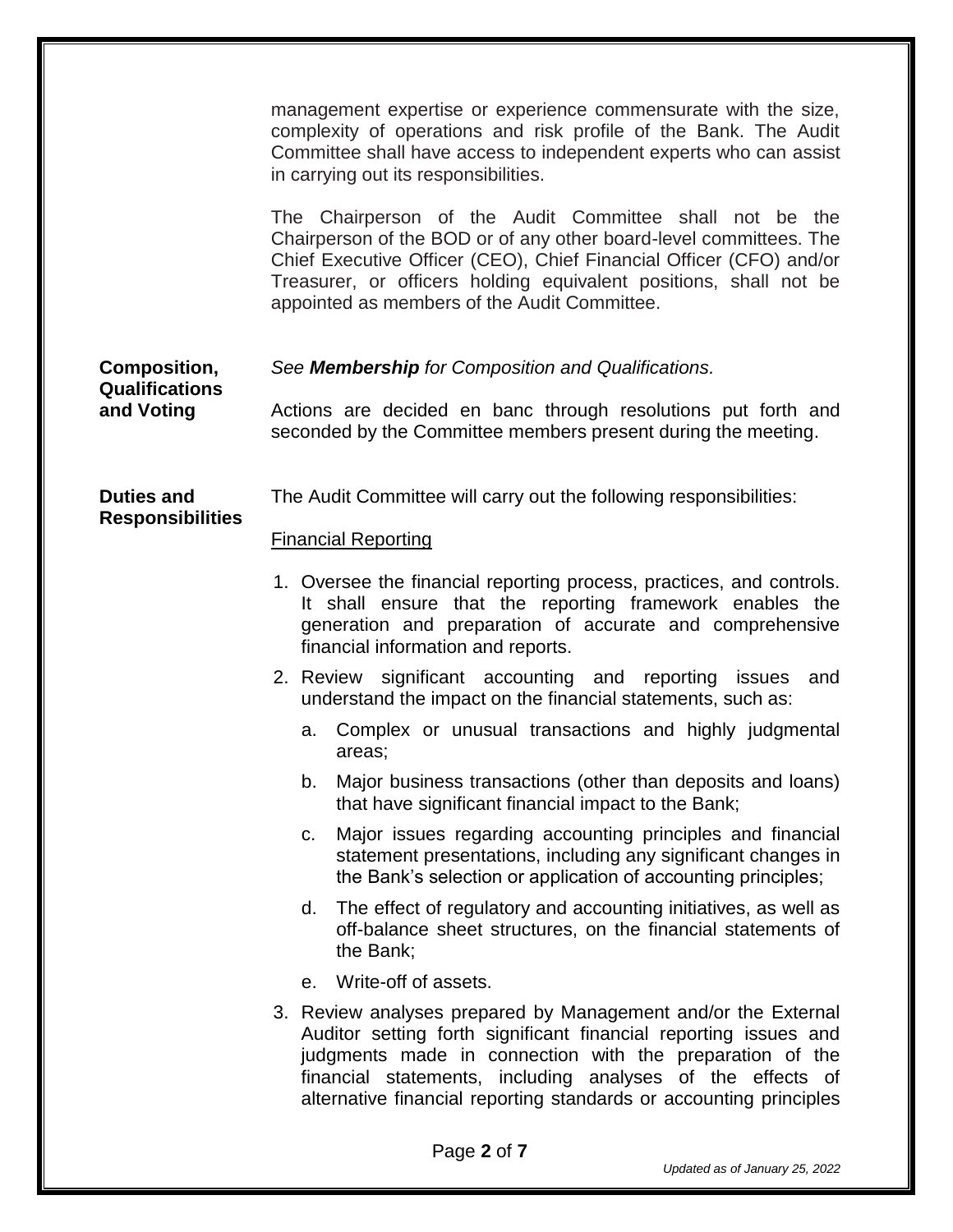management expertise or experience commensurate with the size, complexity of operations and risk profile of the Bank. The Audit Committee shall have access to independent experts who can assist in carrying out its responsibilities.

The Chairperson of the Audit Committee shall not be the Chairperson of the BOD or of any other board-level committees. The Chief Executive Officer (CEO), Chief Financial Officer (CFO) and/or Treasurer, or officers holding equivalent positions, shall not be appointed as members of the Audit Committee.

**Composition, Qualifications and Voting**

*See **Membership** for Composition and Qualifications.*

Actions are decided en banc through resolutions put forth and seconded by the Committee members present during the meeting.

**Duties and Responsibilities**

The Audit Committee will carry out the following responsibilities:

<u>Financial Reporting</u>

1. Oversee the financial reporting process, practices, and controls. It shall ensure that the reporting framework enables the generation and preparation of accurate and comprehensive financial information and reports.
2. Review significant accounting and reporting issues and understand the impact on the financial statements, such as:
   a. Complex or unusual transactions and highly judgmental areas;
   b. Major business transactions (other than deposits and loans) that have significant financial impact to the Bank;
   c. Major issues regarding accounting principles and financial statement presentations, including any significant changes in the Bank's selection or application of accounting principles;
   d. The effect of regulatory and accounting initiatives, as well as off-balance sheet structures, on the financial statements of the Bank;
   e. Write-off of assets.
3. Review analyses prepared by Management and/or the External Auditor setting forth significant financial reporting issues and judgments made in connection with the preparation of the financial statements, including analyses of the effects of alternative financial reporting standards or accounting principles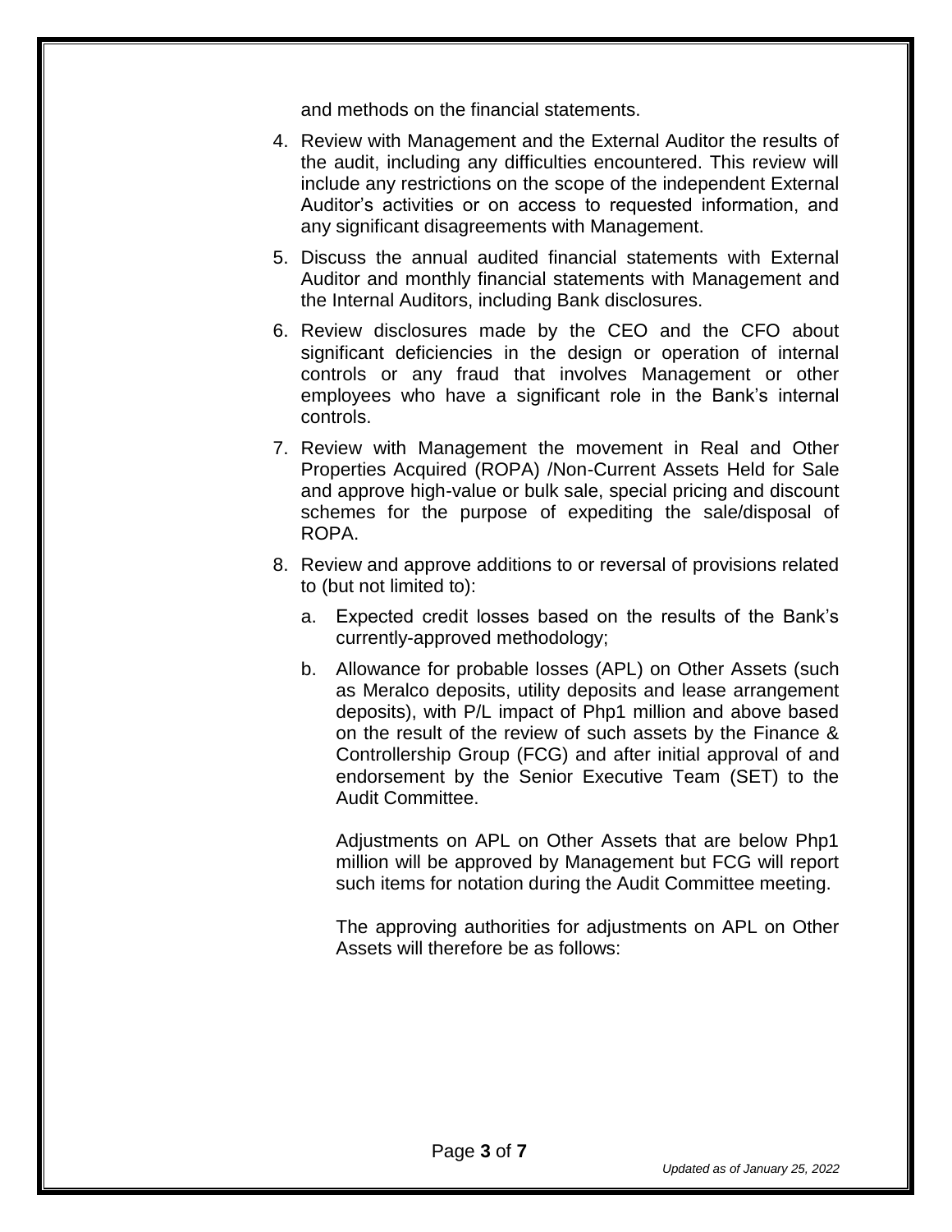and methods on the financial statements.

4. Review with Management and the External Auditor the results of the audit, including any difficulties encountered. This review will include any restrictions on the scope of the independent External Auditor's activities or on access to requested information, and any significant disagreements with Management.

5. Discuss the annual audited financial statements with External Auditor and monthly financial statements with Management and the Internal Auditors, including Bank disclosures.

6. Review disclosures made by the CEO and the CFO about significant deficiencies in the design or operation of internal controls or any fraud that involves Management or other employees who have a significant role in the Bank's internal controls.

7. Review with Management the movement in Real and Other Properties Acquired (ROPA) /Non-Current Assets Held for Sale and approve high-value or bulk sale, special pricing and discount schemes for the purpose of expediting the sale/disposal of ROPA.

8. Review and approve additions to or reversal of provisions related to (but not limited to):

   a. Expected credit losses based on the results of the Bank's currently-approved methodology;

   b. Allowance for probable losses (APL) on Other Assets (such as Meralco deposits, utility deposits and lease arrangement deposits), with P/L impact of Php1 million and above based on the result of the review of such assets by the Finance & Controllership Group (FCG) and after initial approval of and endorsement by the Senior Executive Team (SET) to the Audit Committee.

      Adjustments on APL on Other Assets that are below Php1 million will be approved by Management but FCG will report such items for notation during the Audit Committee meeting.

      The approving authorities for adjustments on APL on Other Assets will therefore be as follows: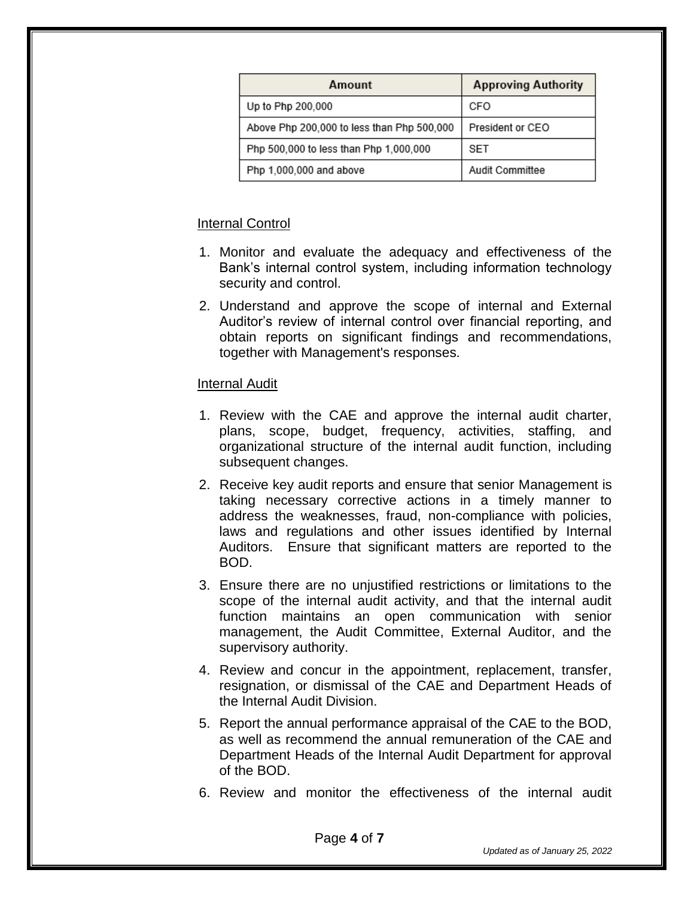| Amount | Approving Authority |
| --- | --- |
| Up to Php 200,000 | CFO |
| Above Php 200,000 to less than Php 500,000 | President or CEO |
| Php 500,000 to less than Php 1,000,000 | SET |
| Php 1,000,000 and above | Audit Committee |

<u>Internal Control</u>

1. Monitor and evaluate the adequacy and effectiveness of the Bank's internal control system, including information technology security and control.
2. Understand and approve the scope of internal and External Auditor's review of internal control over financial reporting, and obtain reports on significant findings and recommendations, together with Management's responses.

<u>Internal Audit</u>

1. Review with the CAE and approve the internal audit charter, plans, scope, budget, frequency, activities, staffing, and organizational structure of the internal audit function, including subsequent changes.
2. Receive key audit reports and ensure that senior Management is taking necessary corrective actions in a timely manner to address the weaknesses, fraud, non-compliance with policies, laws and regulations and other issues identified by Internal Auditors. Ensure that significant matters are reported to the BOD.
3. Ensure there are no unjustified restrictions or limitations to the scope of the internal audit activity, and that the internal audit function maintains an open communication with senior management, the Audit Committee, External Auditor, and the supervisory authority.
4. Review and concur in the appointment, replacement, transfer, resignation, or dismissal of the CAE and Department Heads of the Internal Audit Division.
5. Report the annual performance appraisal of the CAE to the BOD, as well as recommend the annual remuneration of the CAE and Department Heads of the Internal Audit Department for approval of the BOD.
6. Review and monitor the effectiveness of the internal audit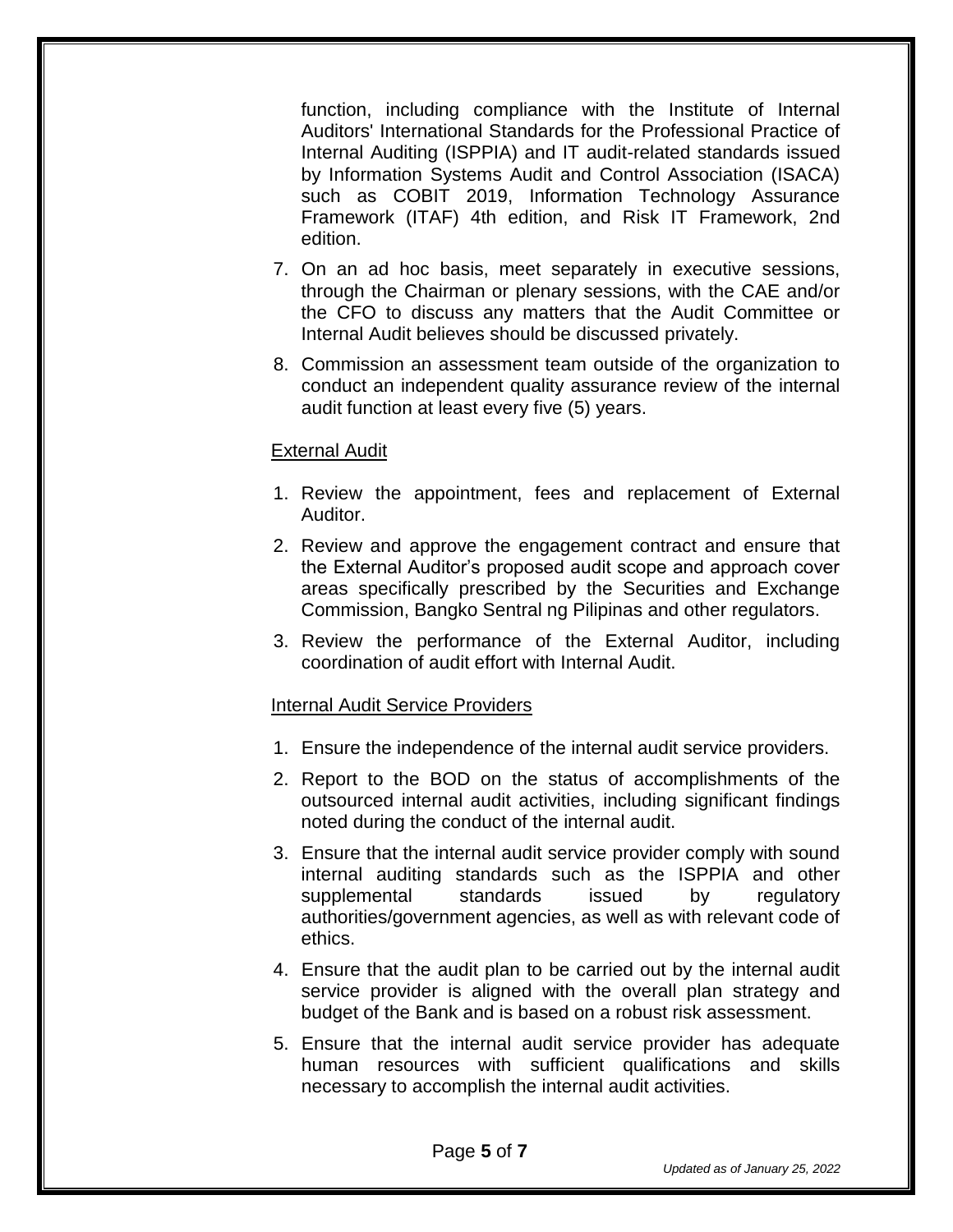function, including compliance with the Institute of Internal Auditors' International Standards for the Professional Practice of Internal Auditing (ISPPIA) and IT audit-related standards issued by Information Systems Audit and Control Association (ISACA) such as COBIT 2019, Information Technology Assurance Framework (ITAF) 4th edition, and Risk IT Framework, 2nd edition.

7. On an ad hoc basis, meet separately in executive sessions, through the Chairman or plenary sessions, with the CAE and/or the CFO to discuss any matters that the Audit Committee or Internal Audit believes should be discussed privately.
8. Commission an assessment team outside of the organization to conduct an independent quality assurance review of the internal audit function at least every five (5) years.

External Audit

1. Review the appointment, fees and replacement of External Auditor.
2. Review and approve the engagement contract and ensure that the External Auditor's proposed audit scope and approach cover areas specifically prescribed by the Securities and Exchange Commission, Bangko Sentral ng Pilipinas and other regulators.
3. Review the performance of the External Auditor, including coordination of audit effort with Internal Audit.

Internal Audit Service Providers

1. Ensure the independence of the internal audit service providers.
2. Report to the BOD on the status of accomplishments of the outsourced internal audit activities, including significant findings noted during the conduct of the internal audit.
3. Ensure that the internal audit service provider comply with sound internal auditing standards such as the ISPPIA and other supplemental standards issued by regulatory authorities/government agencies, as well as with relevant code of ethics.
4. Ensure that the audit plan to be carried out by the internal audit service provider is aligned with the overall plan strategy and budget of the Bank and is based on a robust risk assessment.
5. Ensure that the internal audit service provider has adequate human resources with sufficient qualifications and skills necessary to accomplish the internal audit activities.

*Updated as of January 25, 2022*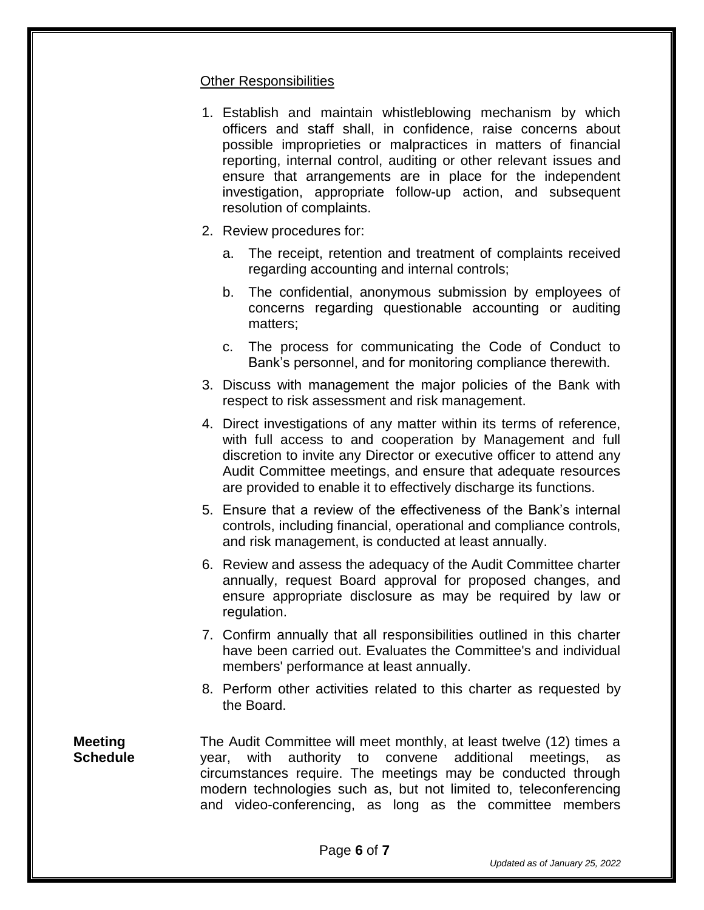Other Responsibilities

1. Establish and maintain whistleblowing mechanism by which officers and staff shall, in confidence, raise concerns about possible improprieties or malpractices in matters of financial reporting, internal control, auditing or other relevant issues and ensure that arrangements are in place for the independent investigation, appropriate follow-up action, and subsequent resolution of complaints.
2. Review procedures for:
   a. The receipt, retention and treatment of complaints received regarding accounting and internal controls;
   b. The confidential, anonymous submission by employees of concerns regarding questionable accounting or auditing matters;
   c. The process for communicating the Code of Conduct to Bank's personnel, and for monitoring compliance therewith.
3. Discuss with management the major policies of the Bank with respect to risk assessment and risk management.
4. Direct investigations of any matter within its terms of reference, with full access to and cooperation by Management and full discretion to invite any Director or executive officer to attend any Audit Committee meetings, and ensure that adequate resources are provided to enable it to effectively discharge its functions.
5. Ensure that a review of the effectiveness of the Bank's internal controls, including financial, operational and compliance controls, and risk management, is conducted at least annually.
6. Review and assess the adequacy of the Audit Committee charter annually, request Board approval for proposed changes, and ensure appropriate disclosure as may be required by law or regulation.
7. Confirm annually that all responsibilities outlined in this charter have been carried out. Evaluates the Committee's and individual members' performance at least annually.
8. Perform other activities related to this charter as requested by the Board.

**Meeting Schedule**

The Audit Committee will meet monthly, at least twelve (12) times a year, with authority to convene additional meetings, as circumstances require. The meetings may be conducted through modern technologies such as, but not limited to, teleconferencing and video-conferencing, as long as the committee members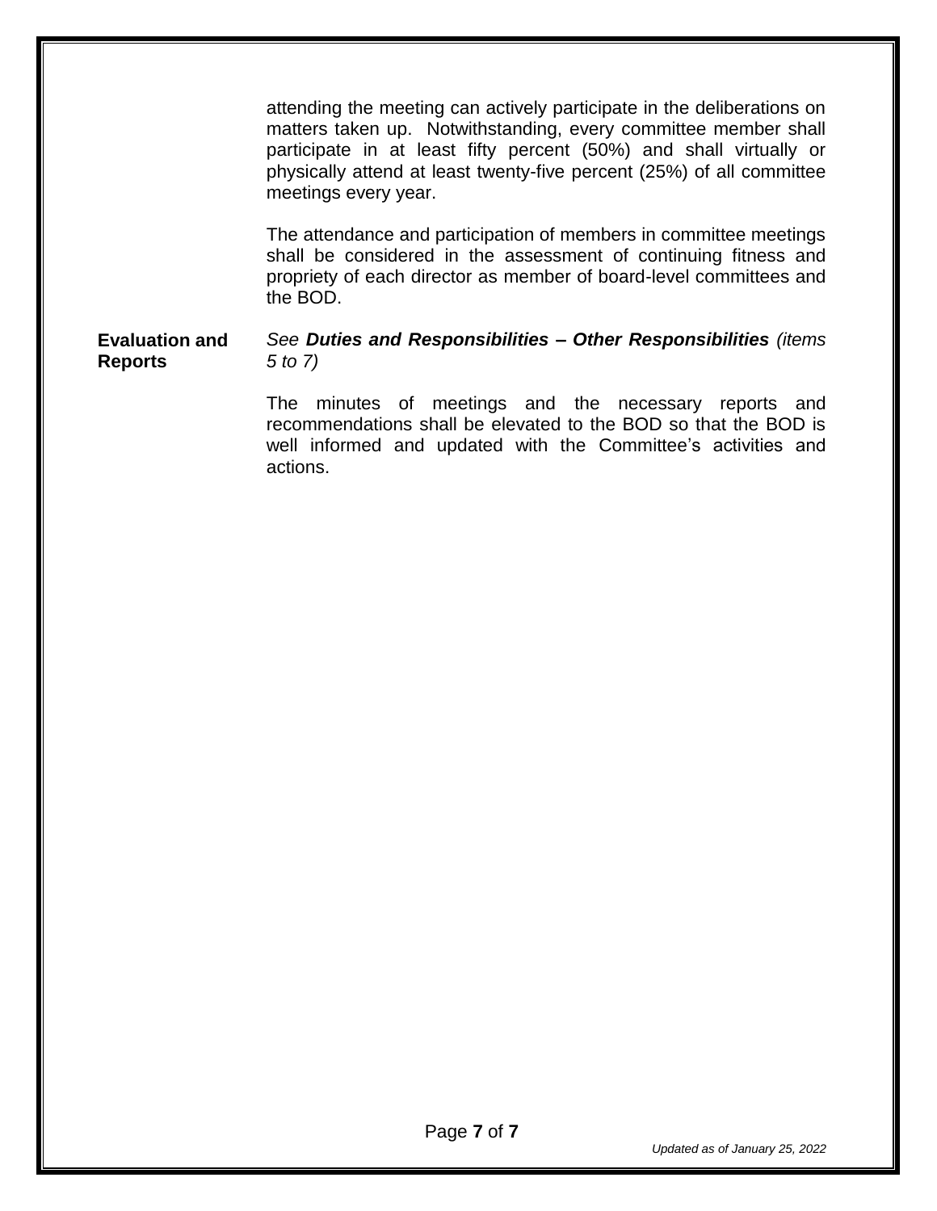attending the meeting can actively participate in the deliberations on matters taken up. Notwithstanding, every committee member shall participate in at least fifty percent (50%) and shall virtually or physically attend at least twenty-five percent (25%) of all committee meetings every year.

The attendance and participation of members in committee meetings shall be considered in the assessment of continuing fitness and propriety of each director as member of board-level committees and the BOD.

**Evaluation and Reports**

*See **Duties and Responsibilities – Other Responsibilities** (items 5 to 7)*

The minutes of meetings and the necessary reports and recommendations shall be elevated to the BOD so that the BOD is well informed and updated with the Committee's activities and actions.

*Updated as of January 25, 2022*